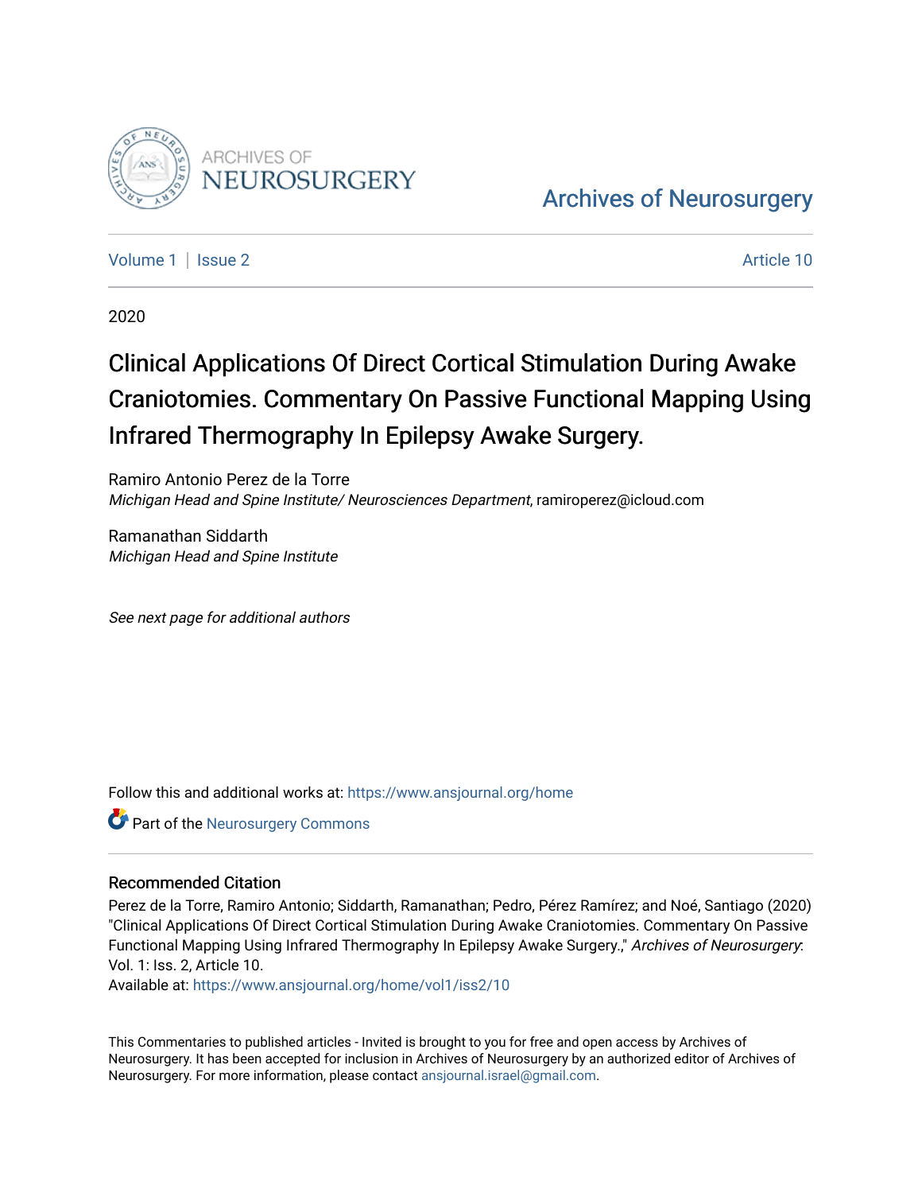# Archives of Neurosurgery

Volume 1 | Issue 2 Article 10

2020

# Clinical Applications Of Direct Cortical Stimulation During Awake Craniotomies. Commentary On Passive Functional Mapping Using Infrared Thermography In Epilepsy Awake Surgery.

Ramiro Antonio Perez de la Torre
*Michigan Head and Spine Institute/ Neurosciences Department*, ramiroperez@icloud.com

Ramanathan Siddarth
*Michigan Head and Spine Institute*

*See next page for additional authors*

Follow this and additional works at: https://www.ansjournal.org/home

Part of the Neurosurgery Commons

## Recommended Citation

Perez de la Torre, Ramiro Antonio; Siddarth, Ramanathan; Pedro, Pérez Ramírez; and Noé, Santiago (2020) "Clinical Applications Of Direct Cortical Stimulation During Awake Craniotomies. Commentary On Passive Functional Mapping Using Infrared Thermography In Epilepsy Awake Surgery.," *Archives of Neurosurgery*: Vol. 1: Iss. 2, Article 10.
Available at: https://www.ansjournal.org/home/vol1/iss2/10

This Commentaries to published articles - Invited is brought to you for free and open access by Archives of Neurosurgery. It has been accepted for inclusion in Archives of Neurosurgery by an authorized editor of Archives of Neurosurgery. For more information, please contact ansjournal.israel@gmail.com.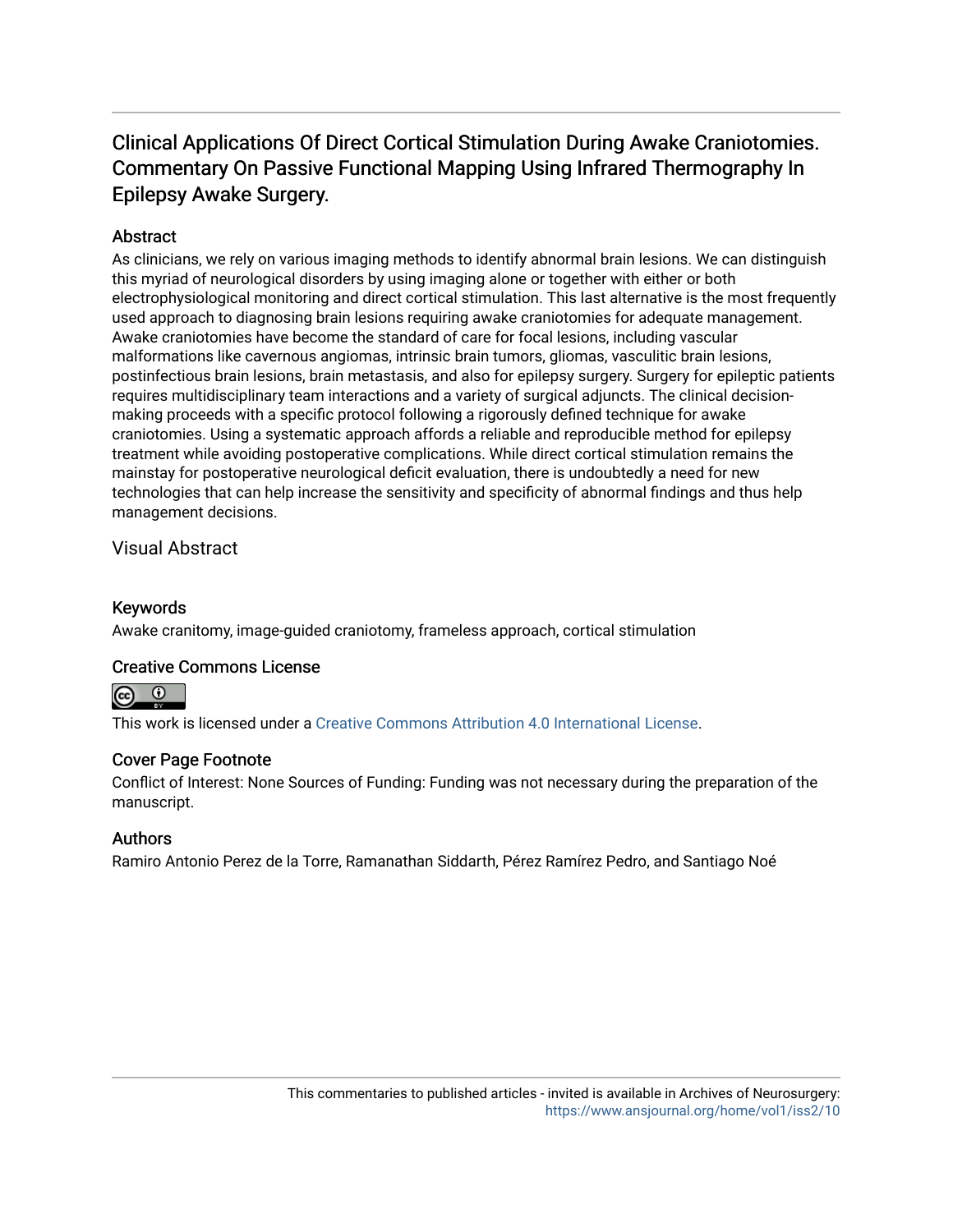# Clinical Applications Of Direct Cortical Stimulation During Awake Craniotomies. Commentary On Passive Functional Mapping Using Infrared Thermography In Epilepsy Awake Surgery.

## Abstract

As clinicians, we rely on various imaging methods to identify abnormal brain lesions. We can distinguish this myriad of neurological disorders by using imaging alone or together with either or both electrophysiological monitoring and direct cortical stimulation. This last alternative is the most frequently used approach to diagnosing brain lesions requiring awake craniotomies for adequate management. Awake craniotomies have become the standard of care for focal lesions, including vascular malformations like cavernous angiomas, intrinsic brain tumors, gliomas, vasculitic brain lesions, postinfectious brain lesions, brain metastasis, and also for epilepsy surgery. Surgery for epileptic patients requires multidisciplinary team interactions and a variety of surgical adjuncts. The clinical decision-making proceeds with a specific protocol following a rigorously defined technique for awake craniotomies. Using a systematic approach affords a reliable and reproducible method for epilepsy treatment while avoiding postoperative complications. While direct cortical stimulation remains the mainstay for postoperative neurological deficit evaluation, there is undoubtedly a need for new technologies that can help increase the sensitivity and specificity of abnormal findings and thus help management decisions.

## Visual Abstract

## Keywords

Awake cranitomy, image-guided craniotomy, frameless approach, cortical stimulation

## Creative Commons License

This work is licensed under a Creative Commons Attribution 4.0 International License.

## Cover Page Footnote

Conflict of Interest: None Sources of Funding: Funding was not necessary during the preparation of the manuscript.

## Authors

Ramiro Antonio Perez de la Torre, Ramanathan Siddarth, Pérez Ramírez Pedro, and Santiago Noé

This commentaries to published articles - invited is available in Archives of Neurosurgery: https://www.ansjournal.org/home/vol1/iss2/10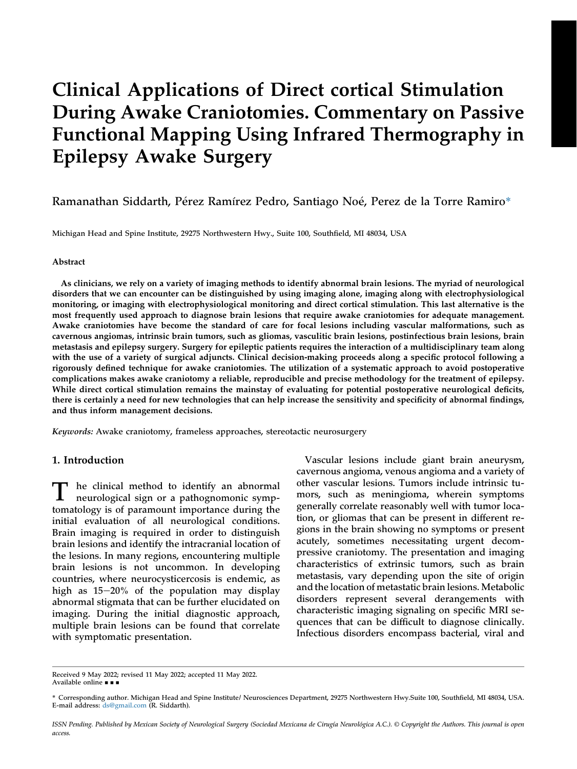# Clinical Applications of Direct cortical Stimulation During Awake Craniotomies. Commentary on Passive Functional Mapping Using Infrared Thermography in Epilepsy Awake Surgery

Ramanathan Siddarth, Pérez Ramírez Pedro, Santiago Noé, Perez de la Torre Ramiro*

Michigan Head and Spine Institute, 29275 Northwestern Hwy., Suite 100, Southfield, MI 48034, USA

## Abstract

**As clinicians, we rely on a variety of imaging methods to identify abnormal brain lesions. The myriad of neurological disorders that we can encounter can be distinguished by using imaging alone, imaging along with electrophysiological monitoring, or imaging with electrophysiological monitoring and direct cortical stimulation. This last alternative is the most frequently used approach to diagnose brain lesions that require awake craniotomies for adequate management. Awake craniotomies have become the standard of care for focal lesions including vascular malformations, such as cavernous angiomas, intrinsic brain tumors, such as gliomas, vasculitic brain lesions, postinfectious brain lesions, brain metastasis and epilepsy surgery. Surgery for epileptic patients requires the interaction of a multidisciplinary team along with the use of a variety of surgical adjuncts. Clinical decision-making proceeds along a specific protocol following a rigorously defined technique for awake craniotomies. The utilization of a systematic approach to avoid postoperative complications makes awake craniotomy a reliable, reproducible and precise methodology for the treatment of epilepsy. While direct cortical stimulation remains the mainstay of evaluating for potential postoperative neurological deficits, there is certainly a need for new technologies that can help increase the sensitivity and specificity of abnormal findings, and thus inform management decisions.**

*Keywords:* Awake craniotomy, frameless approaches, stereotactic neurosurgery

## 1. Introduction

The clinical method to identify an abnormal neurological sign or a pathognomonic symptomatology is of paramount importance during the initial evaluation of all neurological conditions. Brain imaging is required in order to distinguish brain lesions and identify the intracranial location of the lesions. In many regions, encountering multiple brain lesions is not uncommon. In developing countries, where neurocysticercosis is endemic, as high as 15–20% of the population may display abnormal stigmata that can be further elucidated on imaging. During the initial diagnostic approach, multiple brain lesions can be found that correlate with symptomatic presentation.

Vascular lesions include giant brain aneurysm, cavernous angioma, venous angioma and a variety of other vascular lesions. Tumors include intrinsic tumors, such as meningioma, wherein symptoms generally correlate reasonably well with tumor location, or gliomas that can be present in different regions in the brain showing no symptoms or present acutely, sometimes necessitating urgent decompressive craniotomy. The presentation and imaging characteristics of extrinsic tumors, such as brain metastasis, vary depending upon the site of origin and the location of metastatic brain lesions. Metabolic disorders represent several derangements with characteristic imaging signaling on specific MRI sequences that can be difficult to diagnose clinically. Infectious disorders encompass bacterial, viral and

Received 9 May 2022; revised 11 May 2022; accepted 11 May 2022.
Available online ■ ■ ■

* Corresponding author. Michigan Head and Spine Institute/ Neurosciences Department, 29275 Northwestern Hwy.Suite 100, Southfield, MI 48034, USA.
E-mail address: ds@gmail.com (R. Siddarth).

*ISSN Pending. Published by Mexican Society of Neurological Surgery (Sociedad Mexicana de Cirugía Neurológica A.C.). © Copyright the Authors. This journal is open access.*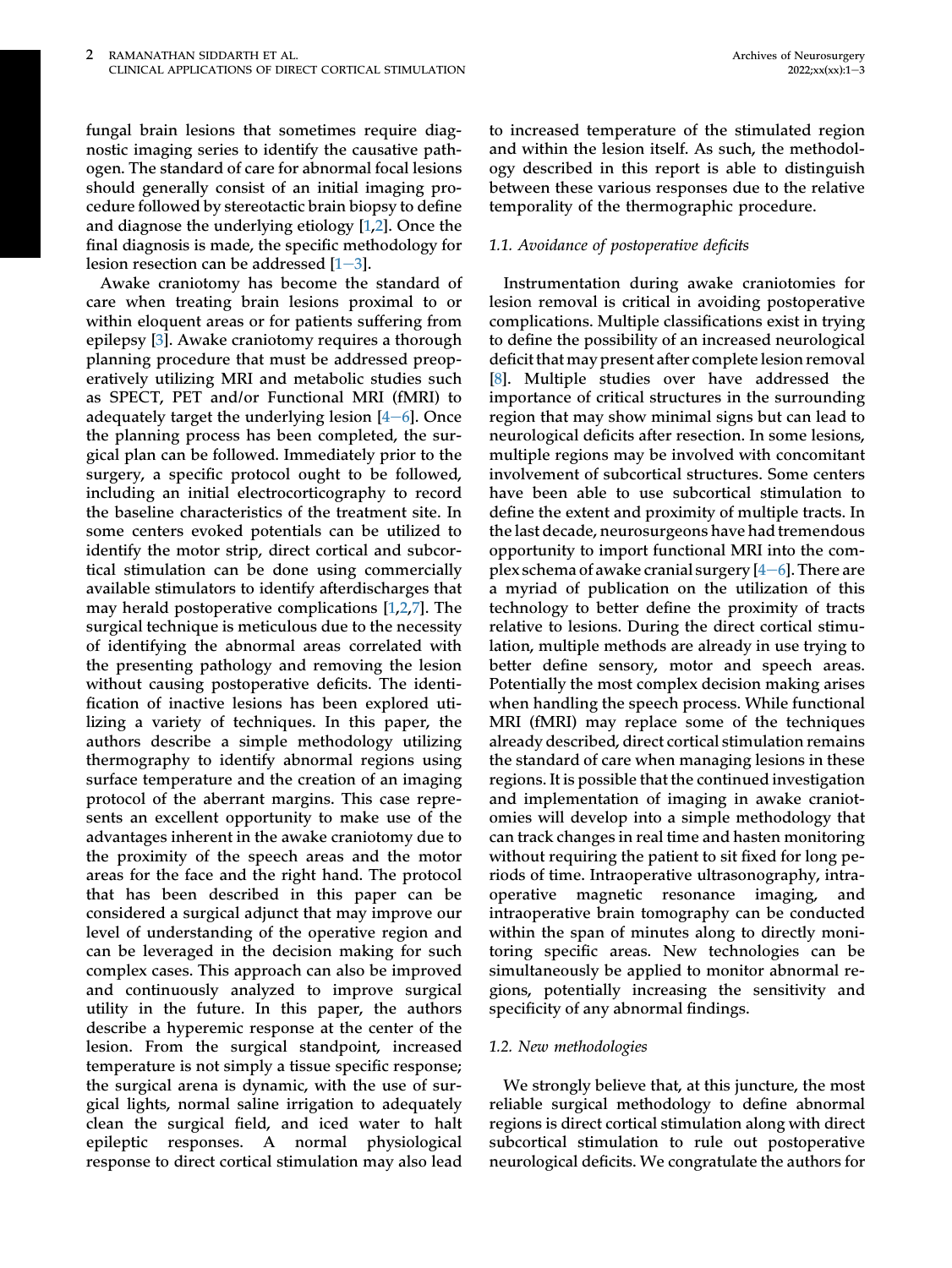fungal brain lesions that sometimes require diagnostic imaging series to identify the causative pathogen. The standard of care for abnormal focal lesions should generally consist of an initial imaging procedure followed by stereotactic brain biopsy to define and diagnose the underlying etiology [1,2]. Once the final diagnosis is made, the specific methodology for lesion resection can be addressed [1–3].

Awake craniotomy has become the standard of care when treating brain lesions proximal to or within eloquent areas or for patients suffering from epilepsy [3]. Awake craniotomy requires a thorough planning procedure that must be addressed preoperatively utilizing MRI and metabolic studies such as SPECT, PET and/or Functional MRI (fMRI) to adequately target the underlying lesion [4–6]. Once the planning process has been completed, the surgical plan can be followed. Immediately prior to the surgery, a specific protocol ought to be followed, including an initial electrocorticography to record the baseline characteristics of the treatment site. In some centers evoked potentials can be utilized to identify the motor strip, direct cortical and subcortical stimulation can be done using commercially available stimulators to identify afterdischarges that may herald postoperative complications [1,2,7]. The surgical technique is meticulous due to the necessity of identifying the abnormal areas correlated with the presenting pathology and removing the lesion without causing postoperative deficits. The identification of inactive lesions has been explored utilizing a variety of techniques. In this paper, the authors describe a simple methodology utilizing thermography to identify abnormal regions using surface temperature and the creation of an imaging protocol of the aberrant margins. This case represents an excellent opportunity to make use of the advantages inherent in the awake craniotomy due to the proximity of the speech areas and the motor areas for the face and the right hand. The protocol that has been described in this paper can be considered a surgical adjunct that may improve our level of understanding of the operative region and can be leveraged in the decision making for such complex cases. This approach can also be improved and continuously analyzed to improve surgical utility in the future. In this paper, the authors describe a hyperemic response at the center of the lesion. From the surgical standpoint, increased temperature is not simply a tissue specific response; the surgical arena is dynamic, with the use of surgical lights, normal saline irrigation to adequately clean the surgical field, and iced water to halt epileptic responses. A normal physiological response to direct cortical stimulation may also lead to increased temperature of the stimulated region and within the lesion itself. As such, the methodology described in this report is able to distinguish between these various responses due to the relative temporality of the thermographic procedure.

### 1.1. Avoidance of postoperative deficits

Instrumentation during awake craniotomies for lesion removal is critical in avoiding postoperative complications. Multiple classifications exist in trying to define the possibility of an increased neurological deficit that may present after complete lesion removal [8]. Multiple studies over have addressed the importance of critical structures in the surrounding region that may show minimal signs but can lead to neurological deficits after resection. In some lesions, multiple regions may be involved with concomitant involvement of subcortical structures. Some centers have been able to use subcortical stimulation to define the extent and proximity of multiple tracts. In the last decade, neurosurgeons have had tremendous opportunity to import functional MRI into the complex schema of awake cranial surgery [4–6]. There are a myriad of publication on the utilization of this technology to better define the proximity of tracts relative to lesions. During the direct cortical stimulation, multiple methods are already in use trying to better define sensory, motor and speech areas. Potentially the most complex decision making arises when handling the speech process. While functional MRI (fMRI) may replace some of the techniques already described, direct cortical stimulation remains the standard of care when managing lesions in these regions. It is possible that the continued investigation and implementation of imaging in awake craniotomies will develop into a simple methodology that can track changes in real time and hasten monitoring without requiring the patient to sit fixed for long periods of time. Intraoperative ultrasonography, intraoperative magnetic resonance imaging, and intraoperative brain tomography can be conducted within the span of minutes along to directly monitoring specific areas. New technologies can be simultaneously be applied to monitor abnormal regions, potentially increasing the sensitivity and specificity of any abnormal findings.

### 1.2. New methodologies

We strongly believe that, at this juncture, the most reliable surgical methodology to define abnormal regions is direct cortical stimulation along with direct subcortical stimulation to rule out postoperative neurological deficits. We congratulate the authors for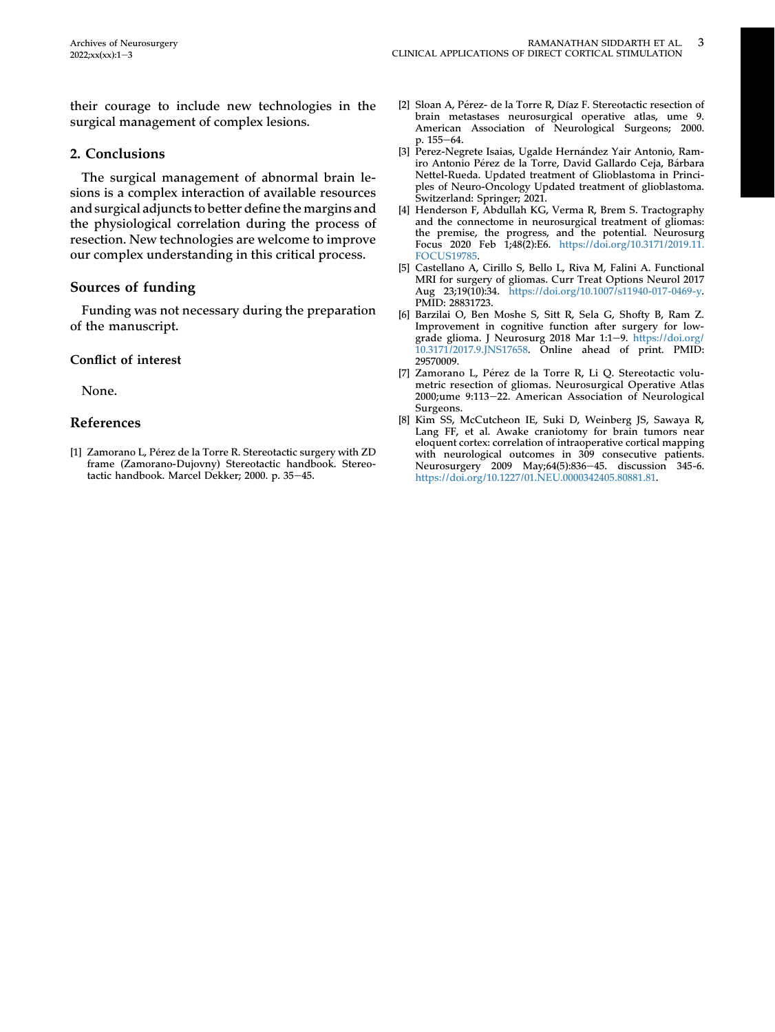their courage to include new technologies in the surgical management of complex lesions.

## 2. Conclusions

The surgical management of abnormal brain lesions is a complex interaction of available resources and surgical adjuncts to better define the margins and the physiological correlation during the process of resection. New technologies are welcome to improve our complex understanding in this critical process.

## Sources of funding

Funding was not necessary during the preparation of the manuscript.

### Conflict of interest

None.

## References

[1] Zamorano L, Pérez de la Torre R. Stereotactic surgery with ZD frame (Zamorano-Dujovny) Stereotactic handbook. Stereotactic handbook. Marcel Dekker; 2000. p. 35–45.

[2] Sloan A, Pérez- de la Torre R, Díaz F. Stereotactic resection of brain metastases neurosurgical operative atlas, ume 9. American Association of Neurological Surgeons; 2000. p. 155–64.

[3] Perez-Negrete Isaias, Ugalde Hernández Yair Antonio, Ramiro Antonio Pérez de la Torre, David Gallardo Ceja, Bárbara Nettel-Rueda. Updated treatment of Glioblastoma in Principles of Neuro-Oncology Updated treatment of glioblastoma. Switzerland: Springer; 2021.

[4] Henderson F, Abdullah KG, Verma R, Brem S. Tractography and the connectome in neurosurgical treatment of gliomas: the premise, the progress, and the potential. Neurosurg Focus 2020 Feb 1;48(2):E6. https://doi.org/10.3171/2019.11.FOCUS19785.

[5] Castellano A, Cirillo S, Bello L, Riva M, Falini A. Functional MRI for surgery of gliomas. Curr Treat Options Neurol 2017 Aug 23;19(10):34. https://doi.org/10.1007/s11940-017-0469-y. PMID: 28831723.

[6] Barzilai O, Ben Moshe S, Sitt R, Sela G, Shofty B, Ram Z. Improvement in cognitive function after surgery for low-grade glioma. J Neurosurg 2018 Mar 1:1–9. https://doi.org/10.3171/2017.9.JNS17658. Online ahead of print. PMID: 29570009.

[7] Zamorano L, Pérez de la Torre R, Li Q. Stereotactic volumetric resection of gliomas. Neurosurgical Operative Atlas 2000;ume 9:113–22. American Association of Neurological Surgeons.

[8] Kim SS, McCutcheon IE, Suki D, Weinberg JS, Sawaya R, Lang FF, et al. Awake craniotomy for brain tumors near eloquent cortex: correlation of intraoperative cortical mapping with neurological outcomes in 309 consecutive patients. Neurosurgery 2009 May;64(5):836–45. discussion 345-6. https://doi.org/10.1227/01.NEU.0000342405.80881.81.